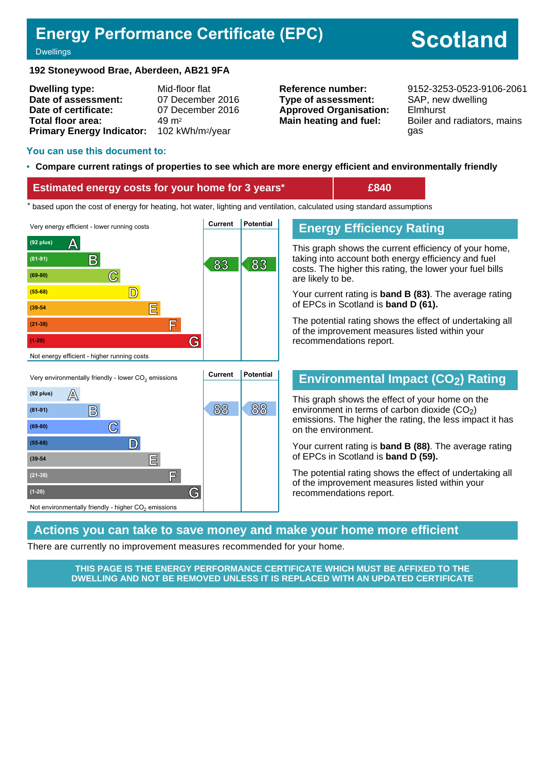# Energy Performance Certificate (EPC)

Dwellings

**Scotland**

**192 Stoneywood Brae, Aberdeen, AB21 9FA**

| | | | |
|---|---|---|---|
| **Dwelling type:** | Mid-floor flat | **Reference number:** | 9152-3253-0523-9106-2061 |
| **Date of assessment:** | 07 December 2016 | **Type of assessment:** | SAP, new dwelling |
| **Date of certificate:** | 07 December 2016 | **Approved Organisation:** | Elmhurst |
| **Total floor area:** | 49 m² | **Main heating and fuel:** | Boiler and radiators, mains gas |
| **Primary Energy Indicator:** | 102 kWh/m²/year | | |

## You can use this document to:

- **Compare current ratings of properties to see which are more energy efficient and environmentally friendly**

| **Estimated energy costs for your home for 3 years*** | **£840** |
|---|---|

\* based upon the cost of energy for heating, hot water, lighting and ventilation, calculated using standard assumptions

Very energy efficient - lower running costs

| Band | Current | Potential |
|---|---|---|
| (92 plus) A | | |
| (81-91) B | 83 | 83 |
| (69-80) C | | |
| (55-68) D | | |
| (39-54) E | | |
| (21-38) F | | |
| (1-20) G | | |

Not energy efficient - higher running costs

## Energy Efficiency Rating

This graph shows the current efficiency of your home, taking into account both energy efficiency and fuel costs. The higher this rating, the lower your fuel bills are likely to be.

Your current rating is **band B (83)**. The average rating of EPCs in Scotland is **band D (61).**

The potential rating shows the effect of undertaking all of the improvement measures listed within your recommendations report.

Very environmentally friendly - lower $CO_2$ emissions

| Band | Current | Potential |
|---|---|---|
| (92 plus) A | | |
| (81-91) B | 88 | 88 |
| (69-80) C | | |
| (55-68) D | | |
| (39-54) E | | |
| (21-38) F | | |
| (1-20) G | | |

Not environmentally friendly - higher $CO_2$ emissions

## Environmental Impact ($CO_2$) Rating

This graph shows the effect of your home on the environment in terms of carbon dioxide ($CO_2$) emissions. The higher the rating, the less impact it has on the environment.

Your current rating is **band B (88)**. The average rating of EPCs in Scotland is **band D (59).**

The potential rating shows the effect of undertaking all of the improvement measures listed within your recommendations report.

## Actions you can take to save money and make your home more efficient

There are currently no improvement measures recommended for your home.

**THIS PAGE IS THE ENERGY PERFORMANCE CERTIFICATE WHICH MUST BE AFFIXED TO THE DWELLING AND NOT BE REMOVED UNLESS IT IS REPLACED WITH AN UPDATED CERTIFICATE**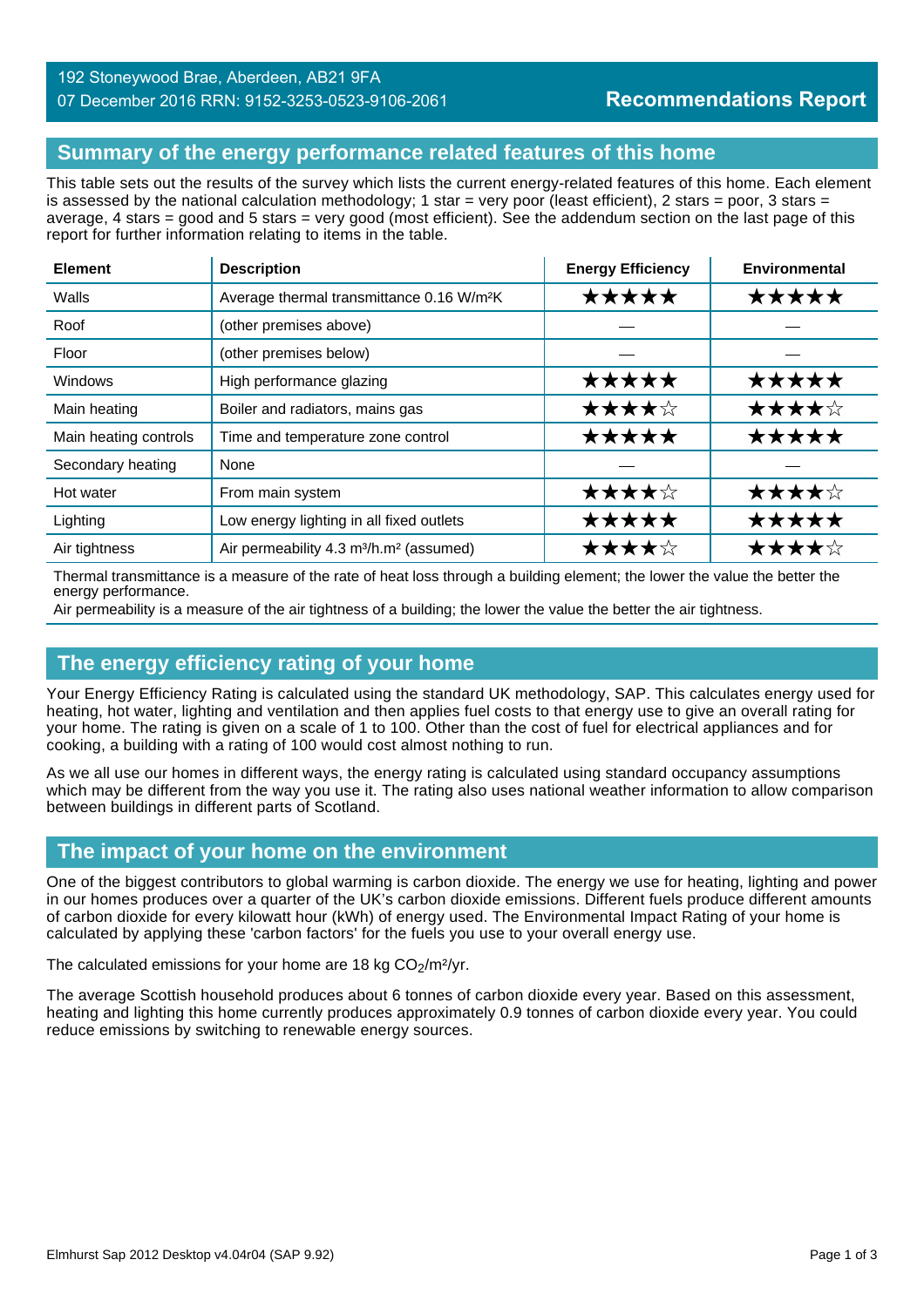192 Stoneywood Brae, Aberdeen, AB21 9FA
07 December 2016 RRN: 9152-3253-0523-9106-2061

**Recommendations Report**

## Summary of the energy performance related features of this home

This table sets out the results of the survey which lists the current energy-related features of this home. Each element is assessed by the national calculation methodology; 1 star = very poor (least efficient), 2 stars = poor, 3 stars = average, 4 stars = good and 5 stars = very good (most efficient). See the addendum section on the last page of this report for further information relating to items in the table.

| Element | Description | Energy Efficiency | Environmental |
|---|---|---|---|
| Walls | Average thermal transmittance 0.16 W/m²K | ★★★★★ | ★★★★★ |
| Roof | (other premises above) | — | — |
| Floor | (other premises below) | — | — |
| Windows | High performance glazing | ★★★★★ | ★★★★★ |
| Main heating | Boiler and radiators, mains gas | ★★★★☆ | ★★★★☆ |
| Main heating controls | Time and temperature zone control | ★★★★★ | ★★★★★ |
| Secondary heating | None | — | — |
| Hot water | From main system | ★★★★☆ | ★★★★☆ |
| Lighting | Low energy lighting in all fixed outlets | ★★★★★ | ★★★★★ |
| Air tightness | Air permeability 4.3 m³/h.m² (assumed) | ★★★★☆ | ★★★★☆ |

Thermal transmittance is a measure of the rate of heat loss through a building element; the lower the value the better the energy performance.
Air permeability is a measure of the air tightness of a building; the lower the value the better the air tightness.

## The energy efficiency rating of your home

Your Energy Efficiency Rating is calculated using the standard UK methodology, SAP. This calculates energy used for heating, hot water, lighting and ventilation and then applies fuel costs to that energy use to give an overall rating for your home. The rating is given on a scale of 1 to 100. Other than the cost of fuel for electrical appliances and for cooking, a building with a rating of 100 would cost almost nothing to run.

As we all use our homes in different ways, the energy rating is calculated using standard occupancy assumptions which may be different from the way you use it. The rating also uses national weather information to allow comparison between buildings in different parts of Scotland.

## The impact of your home on the environment

One of the biggest contributors to global warming is carbon dioxide. The energy we use for heating, lighting and power in our homes produces over a quarter of the UK's carbon dioxide emissions. Different fuels produce different amounts of carbon dioxide for every kilowatt hour (kWh) of energy used. The Environmental Impact Rating of your home is calculated by applying these 'carbon factors' for the fuels you use to your overall energy use.

The calculated emissions for your home are 18 kg $CO_2$/m²/yr.

The average Scottish household produces about 6 tonnes of carbon dioxide every year. Based on this assessment, heating and lighting this home currently produces approximately 0.9 tonnes of carbon dioxide every year. You could reduce emissions by switching to renewable energy sources.

Elmhurst Sap 2012 Desktop v4.04r04 (SAP 9.92)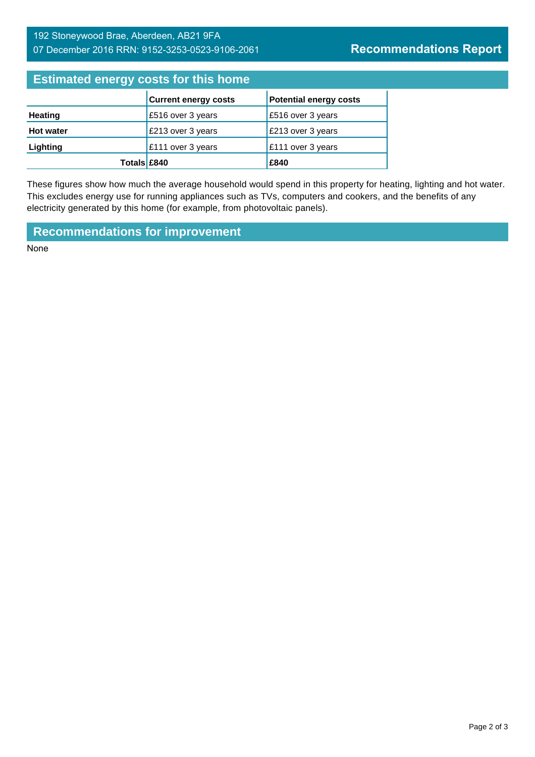192 Stoneywood Brae, Aberdeen, AB21 9FA
07 December 2016 RRN: 9152-3253-0523-9106-2061

**Recommendations Report**

## Estimated energy costs for this home

| | Current energy costs | Potential energy costs |
|---|---|---|
| **Heating** | £516 over 3 years | £516 over 3 years |
| **Hot water** | £213 over 3 years | £213 over 3 years |
| **Lighting** | £111 over 3 years | £111 over 3 years |
| **Totals** | **£840** | **£840** |

These figures show how much the average household would spend in this property for heating, lighting and hot water. This excludes energy use for running appliances such as TVs, computers and cookers, and the benefits of any electricity generated by this home (for example, from photovoltaic panels).

## Recommendations for improvement

None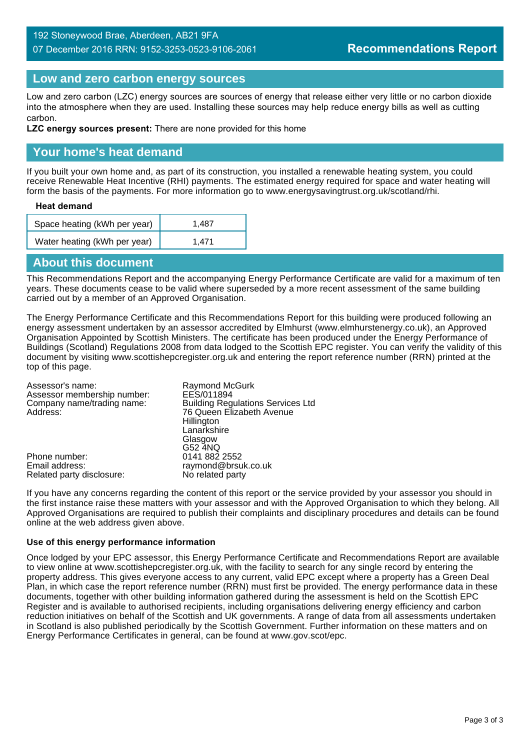## Low and zero carbon energy sources

Low and zero carbon (LZC) energy sources are sources of energy that release either very little or no carbon dioxide into the atmosphere when they are used. Installing these sources may help reduce energy bills as well as cutting carbon.

**LZC energy sources present:** There are none provided for this home

## Your home's heat demand

If you built your own home and, as part of its construction, you installed a renewable heating system, you could receive Renewable Heat Incentive (RHI) payments. The estimated energy required for space and water heating will form the basis of the payments. For more information go to www.energysavingtrust.org.uk/scotland/rhi.

**Heat demand**

| | |
|---|---|
| Space heating (kWh per year) | 1,487 |
| Water heating (kWh per year) | 1,471 |

## About this document

This Recommendations Report and the accompanying Energy Performance Certificate are valid for a maximum of ten years. These documents cease to be valid where superseded by a more recent assessment of the same building carried out by a member of an Approved Organisation.

The Energy Performance Certificate and this Recommendations Report for this building were produced following an energy assessment undertaken by an assessor accredited by Elmhurst (www.elmhurstenergy.co.uk), an Approved Organisation Appointed by Scottish Ministers. The certificate has been produced under the Energy Performance of Buildings (Scotland) Regulations 2008 from data lodged to the Scottish EPC register. You can verify the validity of this document by visiting www.scottishepcregister.org.uk and entering the report reference number (RRN) printed at the top of this page.

| | |
|---|---|
| Assessor's name: | Raymond McGurk |
| Assessor membership number: | EES/011894 |
| Company name/trading name: | Building Regulations Services Ltd |
| Address: | 76 Queen Elizabeth Avenue<br>Hillington<br>Lanarkshire<br>Glasgow<br>G52 4NQ |
| Phone number: | 0141 882 2552 |
| Email address: | raymond@brsuk.co.uk |
| Related party disclosure: | No related party |

If you have any concerns regarding the content of this report or the service provided by your assessor you should in the first instance raise these matters with your assessor and with the Approved Organisation to which they belong. All Approved Organisations are required to publish their complaints and disciplinary procedures and details can be found online at the web address given above.

### Use of this energy performance information

Once lodged by your EPC assessor, this Energy Performance Certificate and Recommendations Report are available to view online at www.scottishepcregister.org.uk, with the facility to search for any single record by entering the property address. This gives everyone access to any current, valid EPC except where a property has a Green Deal Plan, in which case the report reference number (RRN) must first be provided. The energy performance data in these documents, together with other building information gathered during the assessment is held on the Scottish EPC Register and is available to authorised recipients, including organisations delivering energy efficiency and carbon reduction initiatives on behalf of the Scottish and UK governments. A range of data from all assessments undertaken in Scotland is also published periodically by the Scottish Government. Further information on these matters and on Energy Performance Certificates in general, can be found at www.gov.scot/epc.